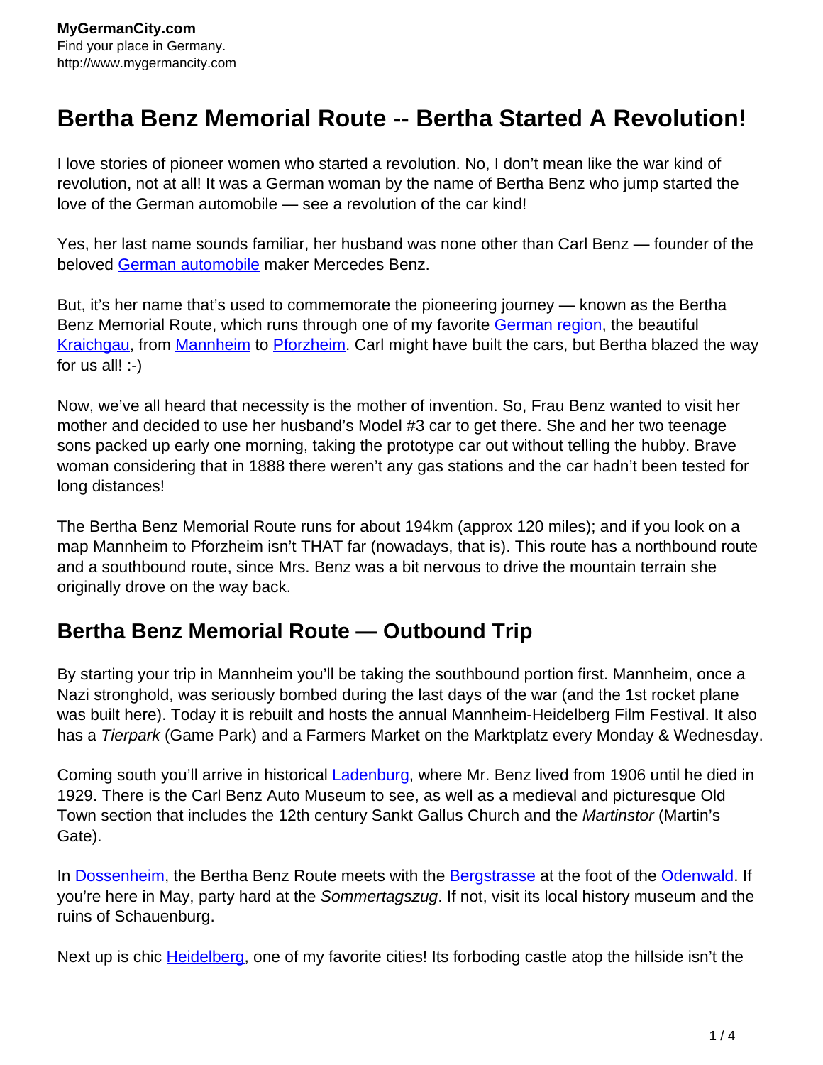# Bertha Benz Memorial Route -- Bertha Started A Revolution!

I love stories of pioneer women who started a revolution. No, I don't mean like the war kind of revolution, not at all! It was a German woman by the name of Bertha Benz who jump started the love of the German automobile — see a revolution of the car kind!

Yes, her last name sounds familiar, her husband was none other than Carl Benz — founder of the beloved German automobile maker Mercedes Benz.

But, it's her name that's used to commemorate the pioneering journey — known as the Bertha Benz Memorial Route, which runs through one of my favorite German region, the beautiful Kraichgau, from Mannheim to Pforzheim. Carl might have built the cars, but Bertha blazed the way for us all! :-)

Now, we've all heard that necessity is the mother of invention. So, Frau Benz wanted to visit her mother and decided to use her husband's Model #3 car to get there. She and her two teenage sons packed up early one morning, taking the prototype car out without telling the hubby. Brave woman considering that in 1888 there weren't any gas stations and the car hadn't been tested for long distances!

The Bertha Benz Memorial Route runs for about 194km (approx 120 miles); and if you look on a map Mannheim to Pforzheim isn't THAT far (nowadays, that is). This route has a northbound route and a southbound route, since Mrs. Benz was a bit nervous to drive the mountain terrain she originally drove on the way back.

## Bertha Benz Memorial Route — Outbound Trip

By starting your trip in Mannheim you'll be taking the southbound portion first. Mannheim, once a Nazi stronghold, was seriously bombed during the last days of the war (and the 1st rocket plane was built here). Today it is rebuilt and hosts the annual Mannheim-Heidelberg Film Festival. It also has a *Tierpark* (Game Park) and a Farmers Market on the Marktplatz every Monday & Wednesday.

Coming south you'll arrive in historical Ladenburg, where Mr. Benz lived from 1906 until he died in 1929. There is the Carl Benz Auto Museum to see, as well as a medieval and picturesque Old Town section that includes the 12th century Sankt Gallus Church and the *Martinstor* (Martin's Gate).

In Dossenheim, the Bertha Benz Route meets with the Bergstrasse at the foot of the Odenwald. If you're here in May, party hard at the *Sommertagszug*. If not, visit its local history museum and the ruins of Schauenburg.

Next up is chic Heidelberg, one of my favorite cities! Its forboding castle atop the hillside isn't the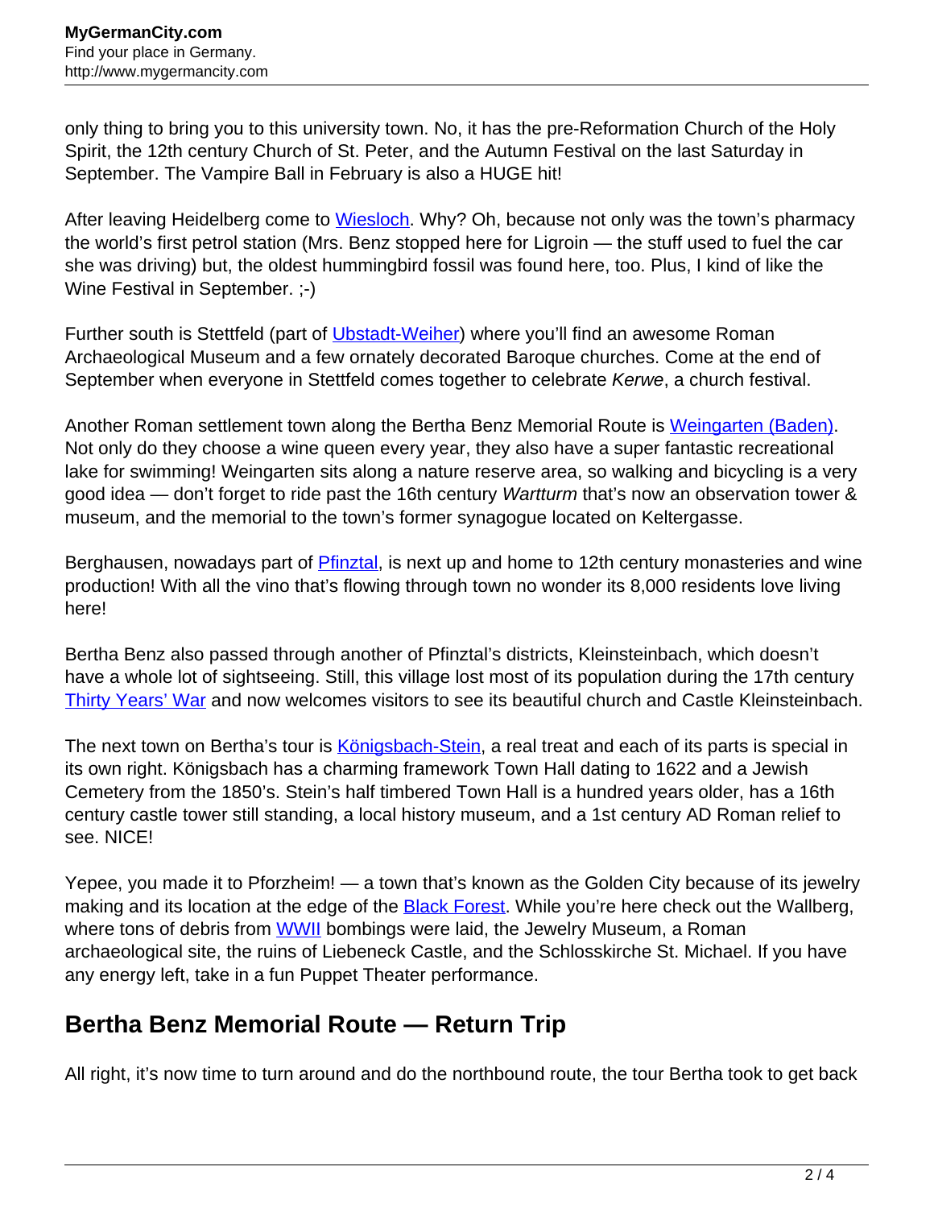only thing to bring you to this university town. No, it has the pre-Reformation Church of the Holy Spirit, the 12th century Church of St. Peter, and the Autumn Festival on the last Saturday in September. The Vampire Ball in February is also a HUGE hit!

After leaving Heidelberg come to Wiesloch. Why? Oh, because not only was the town's pharmacy the world's first petrol station (Mrs. Benz stopped here for Ligroin — the stuff used to fuel the car she was driving) but, the oldest hummingbird fossil was found here, too. Plus, I kind of like the Wine Festival in September. ;-)

Further south is Stettfeld (part of Ubstadt-Weiher) where you'll find an awesome Roman Archaeological Museum and a few ornately decorated Baroque churches. Come at the end of September when everyone in Stettfeld comes together to celebrate *Kerwe*, a church festival.

Another Roman settlement town along the Bertha Benz Memorial Route is Weingarten (Baden). Not only do they choose a wine queen every year, they also have a super fantastic recreational lake for swimming! Weingarten sits along a nature reserve area, so walking and bicycling is a very good idea — don't forget to ride past the 16th century *Wartturm* that's now an observation tower & museum, and the memorial to the town's former synagogue located on Keltergasse.

Berghausen, nowadays part of Pfinztal, is next up and home to 12th century monasteries and wine production! With all the vino that's flowing through town no wonder its 8,000 residents love living here!

Bertha Benz also passed through another of Pfinztal's districts, Kleinsteinbach, which doesn't have a whole lot of sightseeing. Still, this village lost most of its population during the 17th century Thirty Years' War and now welcomes visitors to see its beautiful church and Castle Kleinsteinbach.

The next town on Bertha's tour is Königsbach-Stein, a real treat and each of its parts is special in its own right. Königsbach has a charming framework Town Hall dating to 1622 and a Jewish Cemetery from the 1850's. Stein's half timbered Town Hall is a hundred years older, has a 16th century castle tower still standing, a local history museum, and a 1st century AD Roman relief to see. NICE!

Yepee, you made it to Pforzheim! — a town that's known as the Golden City because of its jewelry making and its location at the edge of the Black Forest. While you're here check out the Wallberg, where tons of debris from WWII bombings were laid, the Jewelry Museum, a Roman archaeological site, the ruins of Liebeneck Castle, and the Schlosskirche St. Michael. If you have any energy left, take in a fun Puppet Theater performance.

## Bertha Benz Memorial Route — Return Trip

All right, it's now time to turn around and do the northbound route, the tour Bertha took to get back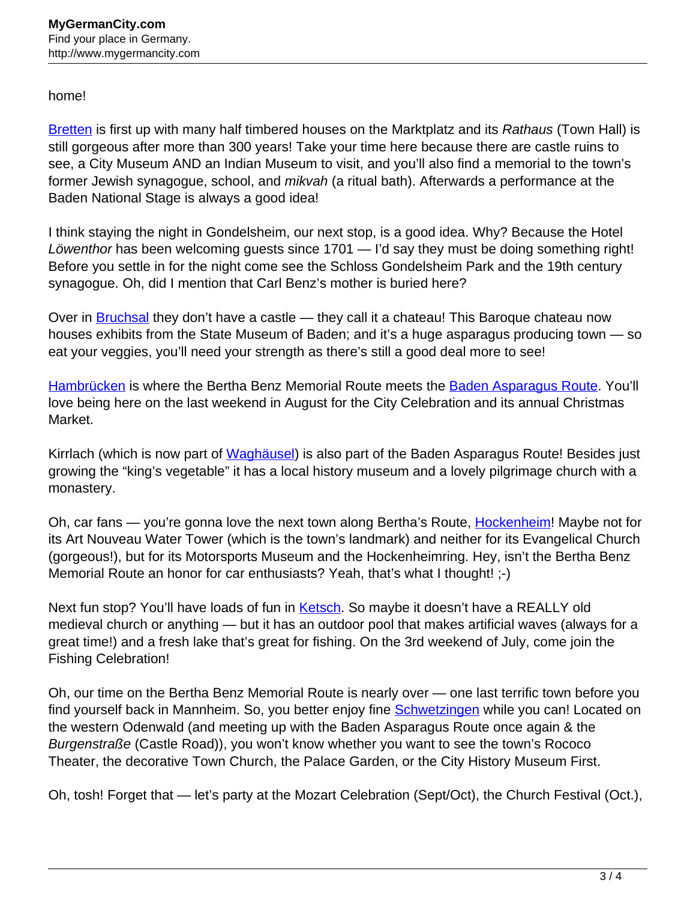home!

Bretten is first up with many half timbered houses on the Marktplatz and its *Rathaus* (Town Hall) is still gorgeous after more than 300 years! Take your time here because there are castle ruins to see, a City Museum AND an Indian Museum to visit, and you'll also find a memorial to the town's former Jewish synagogue, school, and *mikvah* (a ritual bath). Afterwards a performance at the Baden National Stage is always a good idea!

I think staying the night in Gondelsheim, our next stop, is a good idea. Why? Because the Hotel *Löwenthor* has been welcoming guests since 1701 — I'd say they must be doing something right! Before you settle in for the night come see the Schloss Gondelsheim Park and the 19th century synagogue. Oh, did I mention that Carl Benz's mother is buried here?

Over in Bruchsal they don't have a castle — they call it a chateau! This Baroque chateau now houses exhibits from the State Museum of Baden; and it's a huge asparagus producing town — so eat your veggies, you'll need your strength as there's still a good deal more to see!

Hambrücken is where the Bertha Benz Memorial Route meets the Baden Asparagus Route. You'll love being here on the last weekend in August for the City Celebration and its annual Christmas Market.

Kirrlach (which is now part of Waghäusel) is also part of the Baden Asparagus Route! Besides just growing the "king's vegetable" it has a local history museum and a lovely pilgrimage church with a monastery.

Oh, car fans — you're gonna love the next town along Bertha's Route, Hockenheim! Maybe not for its Art Nouveau Water Tower (which is the town's landmark) and neither for its Evangelical Church (gorgeous!), but for its Motorsports Museum and the Hockenheimring. Hey, isn't the Bertha Benz Memorial Route an honor for car enthusiasts? Yeah, that's what I thought! ;-)

Next fun stop? You'll have loads of fun in Ketsch. So maybe it doesn't have a REALLY old medieval church or anything — but it has an outdoor pool that makes artificial waves (always for a great time!) and a fresh lake that's great for fishing. On the 3rd weekend of July, come join the Fishing Celebration!

Oh, our time on the Bertha Benz Memorial Route is nearly over — one last terrific town before you find yourself back in Mannheim. So, you better enjoy fine Schwetzingen while you can! Located on the western Odenwald (and meeting up with the Baden Asparagus Route once again & the *Burgenstraße* (Castle Road)), you won't know whether you want to see the town's Rococo Theater, the decorative Town Church, the Palace Garden, or the City History Museum First.

Oh, tosh! Forget that — let's party at the Mozart Celebration (Sept/Oct), the Church Festival (Oct.),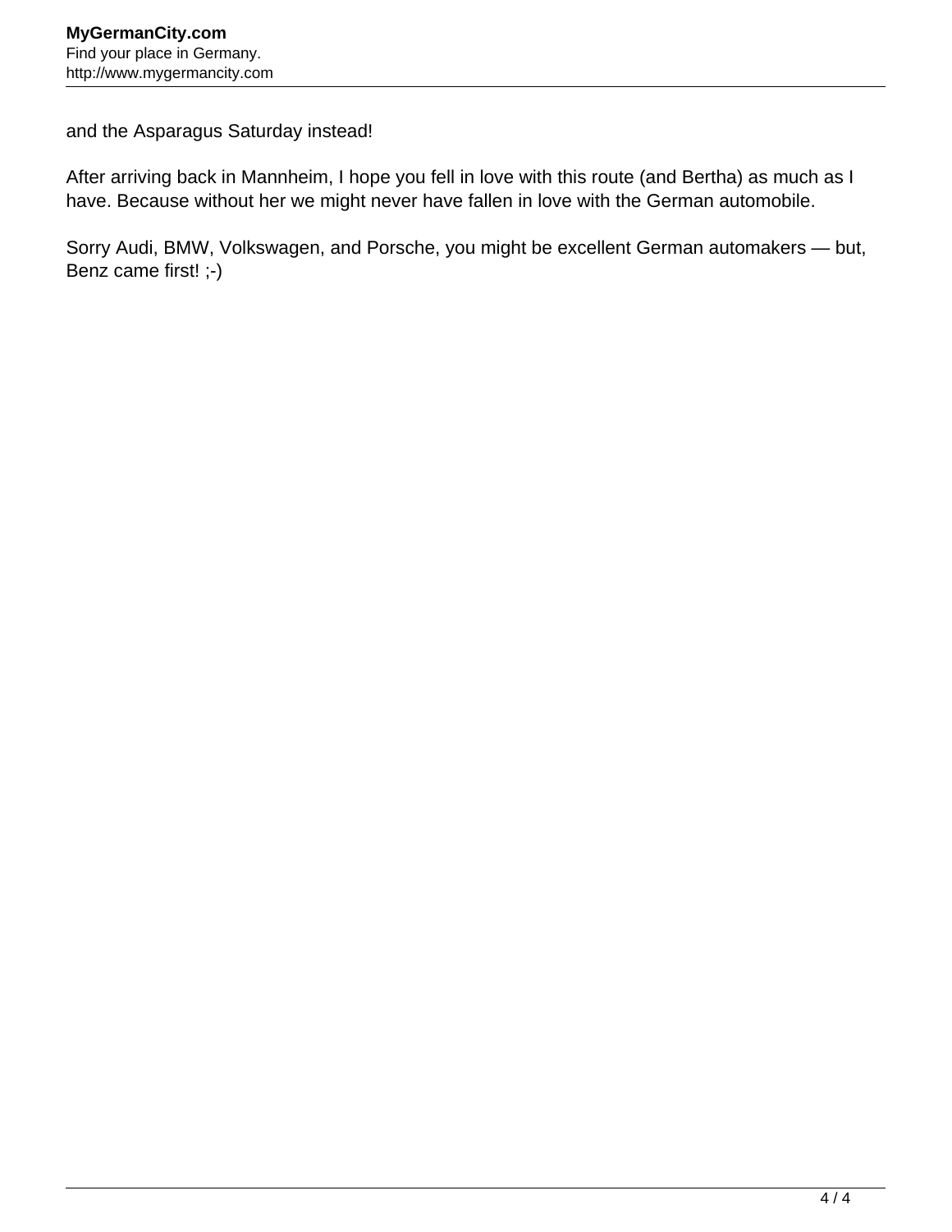and the Asparagus Saturday instead!

After arriving back in Mannheim, I hope you fell in love with this route (and Bertha) as much as I have. Because without her we might never have fallen in love with the German automobile.

Sorry Audi, BMW, Volkswagen, and Porsche, you might be excellent German automakers — but, Benz came first! ;-)